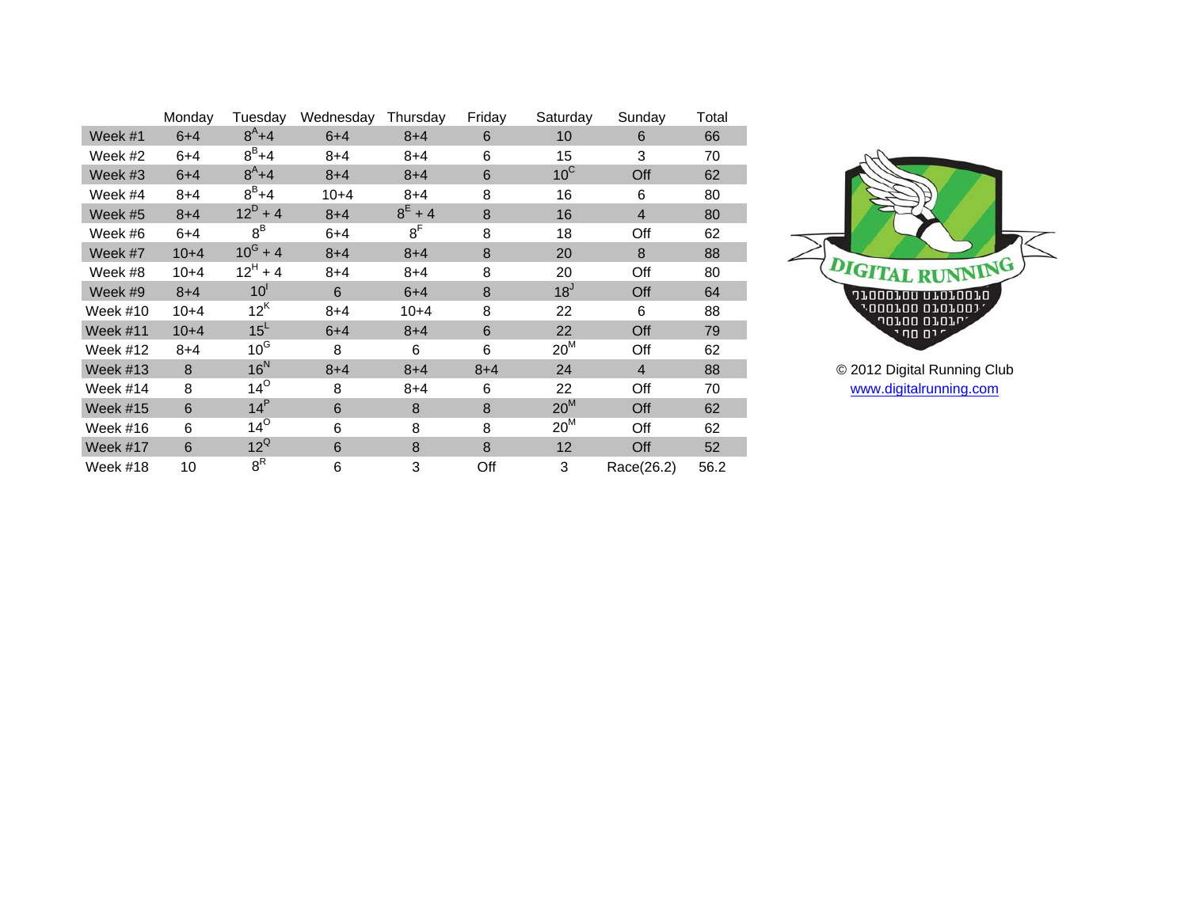|  | Monday | Tuesday | Wednesday | Thursday | Friday | Saturday | Sunday | Total |
|---|---|---|---|---|---|---|---|---|
| Week #1 | 6+4 | $8^{A}$+4 | 6+4 | 8+4 | 6 | 10 | 6 | 66 |
| Week #2 | 6+4 | $8^{B}$+4 | 8+4 | 8+4 | 6 | 15 | 3 | 70 |
| Week #3 | 6+4 | $8^{A}$+4 | 8+4 | 8+4 | 6 | $10^{C}$ | Off | 62 |
| Week #4 | 8+4 | $8^{B}$+4 | 10+4 | 8+4 | 8 | 16 | 6 | 80 |
| Week #5 | 8+4 | $12^{D}$ + 4 | 8+4 | $8^{E}$ + 4 | 8 | 16 | 4 | 80 |
| Week #6 | 6+4 | $8^{B}$ | 6+4 | $8^{F}$ | 8 | 18 | Off | 62 |
| Week #7 | 10+4 | $10^{G}$ + 4 | 8+4 | 8+4 | 8 | 20 | 8 | 88 |
| Week #8 | 10+4 | $12^{H}$ + 4 | 8+4 | 8+4 | 8 | 20 | Off | 80 |
| Week #9 | 8+4 | $10^{I}$ | 6 | 6+4 | 8 | $18^{J}$ | Off | 64 |
| Week #10 | 10+4 | $12^{K}$ | 8+4 | 10+4 | 8 | 22 | 6 | 88 |
| Week #11 | 10+4 | $15^{L}$ | 6+4 | 8+4 | 6 | 22 | Off | 79 |
| Week #12 | 8+4 | $10^{G}$ | 8 | 6 | 6 | $20^{M}$ | Off | 62 |
| Week #13 | 8 | $16^{N}$ | 8+4 | 8+4 | 8+4 | 24 | 4 | 88 |
| Week #14 | 8 | $14^{O}$ | 8 | 8+4 | 6 | 22 | Off | 70 |
| Week #15 | 6 | $14^{P}$ | 6 | 8 | 8 | $20^{M}$ | Off | 62 |
| Week #16 | 6 | $14^{O}$ | 6 | 8 | 8 | $20^{M}$ | Off | 62 |
| Week #17 | 6 | $12^{Q}$ | 6 | 8 | 8 | 12 | Off | 52 |
| Week #18 | 10 | $8^{R}$ | 6 | 3 | Off | 3 | Race(26.2) | 56.2 |

DIGITAL RUNNING

© 2012 Digital Running Club
www.digitalrunning.com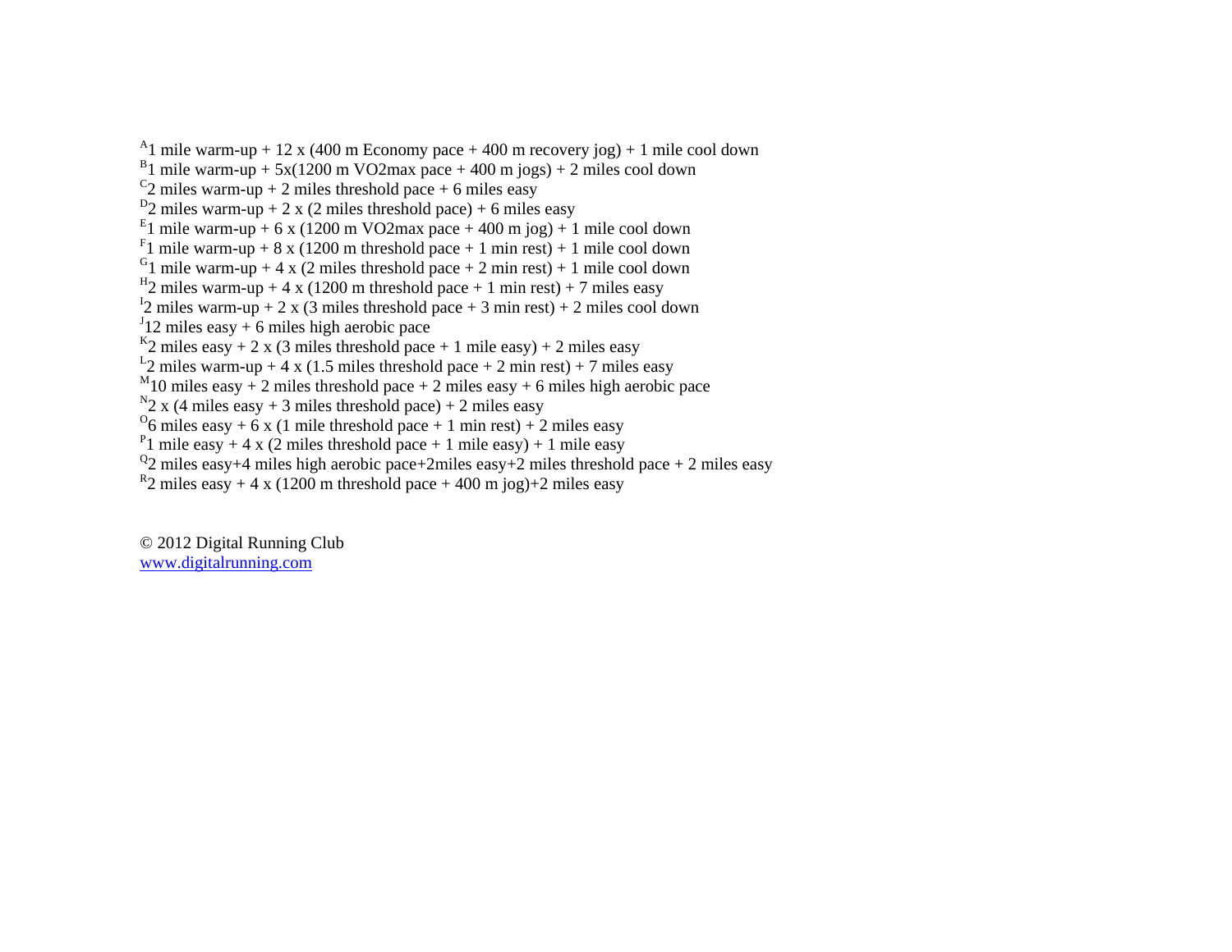[A]1 mile warm-up + 12 x (400 m Economy pace + 400 m recovery jog) + 1 mile cool down
[B]1 mile warm-up + 5x(1200 m VO2max pace + 400 m jogs) + 2 miles cool down
[C]2 miles warm-up + 2 miles threshold pace + 6 miles easy
[D]2 miles warm-up + 2 x (2 miles threshold pace) + 6 miles easy
[E]1 mile warm-up + 6 x (1200 m VO2max pace + 400 m jog) + 1 mile cool down
[F]1 mile warm-up + 8 x (1200 m threshold pace + 1 min rest) + 1 mile cool down
[G]1 mile warm-up + 4 x (2 miles threshold pace + 2 min rest) + 1 mile cool down
[H]2 miles warm-up + 4 x (1200 m threshold pace + 1 min rest) + 7 miles easy
[I]2 miles warm-up + 2 x (3 miles threshold pace + 3 min rest) + 2 miles cool down
[J]12 miles easy + 6 miles high aerobic pace
[K]2 miles easy + 2 x (3 miles threshold pace + 1 mile easy) + 2 miles easy
[L]2 miles warm-up + 4 x (1.5 miles threshold pace + 2 min rest) + 7 miles easy
[M]10 miles easy + 2 miles threshold pace + 2 miles easy + 6 miles high aerobic pace
[N]2 x (4 miles easy + 3 miles threshold pace) + 2 miles easy
[O]6 miles easy + 6 x (1 mile threshold pace + 1 min rest) + 2 miles easy
[P]1 mile easy + 4 x (2 miles threshold pace + 1 mile easy) + 1 mile easy
[Q]2 miles easy+4 miles high aerobic pace+2miles easy+2 miles threshold pace + 2 miles easy
[R]2 miles easy + 4 x (1200 m threshold pace + 400 m jog)+2 miles easy

© 2012 Digital Running Club
www.digitalrunning.com